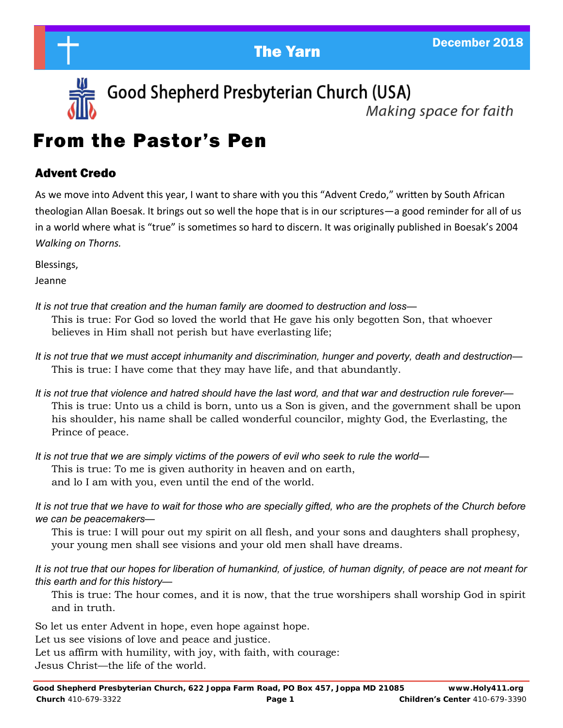# The Yarn

December 2018

## Good Shepherd Presbyterian Church (USA)

*Making space for faith*

# From the Pastor's Pen

## Advent Credo

As we move into Advent this year, I want to share with you this "Advent Credo," written by South African theologian Allan Boesak. It brings out so well the hope that is in our scriptures—a good reminder for all of us in a world where what is "true" is sometimes so hard to discern. It was originally published in Boesak's 2004 *Walking on Thorns.*

Blessings,

Jeanne

*It is not true that creation and the human family are doomed to destruction and loss—*

This is true: For God so loved the world that He gave his only begotten Son, that whoever believes in Him shall not perish but have everlasting life;

*It is not true that we must accept inhumanity and discrimination, hunger and poverty, death and destruction—*

This is true: I have come that they may have life, and that abundantly.

*It is not true that violence and hatred should have the last word, and that war and destruction rule forever—*

This is true: Unto us a child is born, unto us a Son is given, and the government shall be upon his shoulder, his name shall be called wonderful councilor, mighty God, the Everlasting, the Prince of peace.

*It is not true that we are simply victims of the powers of evil who seek to rule the world—*

This is true: To me is given authority in heaven and on earth,
and lo I am with you, even until the end of the world.

*It is not true that we have to wait for those who are specially gifted, who are the prophets of the Church before we can be peacemakers—*

This is true: I will pour out my spirit on all flesh, and your sons and daughters shall prophesy, your young men shall see visions and your old men shall have dreams.

*It is not true that our hopes for liberation of humankind, of justice, of human dignity, of peace are not meant for this earth and for this history—*

This is true: The hour comes, and it is now, that the true worshipers shall worship God in spirit and in truth.

So let us enter Advent in hope, even hope against hope.
Let us see visions of love and peace and justice.
Let us affirm with humility, with joy, with faith, with courage:
Jesus Christ—the life of the world.

**Good Shepherd Presbyterian Church, 622 Joppa Farm Road, PO Box 457, Joppa MD 21085** **www.Holy411.org**
**Church** 410-679-3322 **Children's Center** 410-679-3390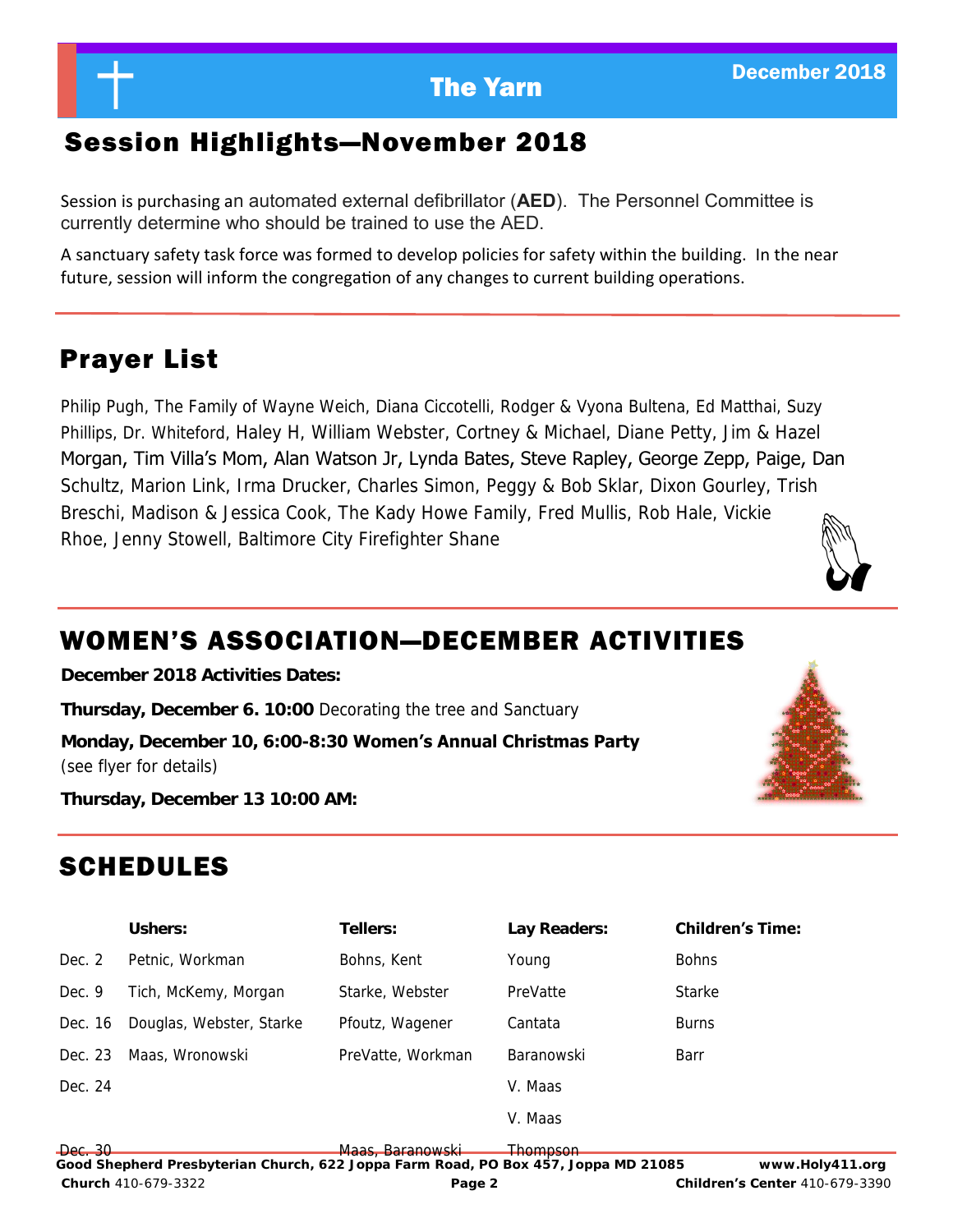## Session Highlights—November 2018

Session is purchasing an automated external defibrillator (**AED**). The Personnel Committee is currently determine who should be trained to use the AED.

A sanctuary safety task force was formed to develop policies for safety within the building. In the near future, session will inform the congregation of any changes to current building operations.

## Prayer List

Philip Pugh, The Family of Wayne Weich, Diana Ciccotelli, Rodger & Vyona Bultena, Ed Matthai, Suzy Phillips, Dr. Whiteford, Haley H, William Webster, Cortney & Michael, Diane Petty, Jim & Hazel Morgan, Tim Villa's Mom, Alan Watson Jr, Lynda Bates, Steve Rapley, George Zepp, Paige, Dan Schultz, Marion Link, Irma Drucker, Charles Simon, Peggy & Bob Sklar, Dixon Gourley, Trish Breschi, Madison & Jessica Cook, The Kady Howe Family, Fred Mullis, Rob Hale, Vickie Rhoe, Jenny Stowell, Baltimore City Firefighter Shane

## WOMEN'S ASSOCIATION—DECEMBER ACTIVITIES

**December 2018 Activities Dates:**

**Thursday, December 6. 10:00** Decorating the tree and Sanctuary

**Monday, December 10, 6:00-8:30 Women's Annual Christmas Party** (see flyer for details)

**Thursday, December 13 10:00 AM:**

## SCHEDULES

| | Ushers: | Tellers: | Lay Readers: | Children's Time: |
|---|---|---|---|---|
| Dec. 2 | Petnic, Workman | Bohns, Kent | Young | Bohns |
| Dec. 9 | Tich, McKemy, Morgan | Starke, Webster | PreVatte | Starke |
| Dec. 16 | Douglas, Webster, Starke | Pfoutz, Wagener | Cantata | Burns |
| Dec. 23 | Maas, Wronowski | PreVatte, Workman | Baranowski | Barr |
| Dec. 24 | | | V. Maas | |
| | | | V. Maas | |
| Dec. 30 | | Maas, Baranowski | Thompson | |

Good Shepherd Presbyterian Church, 622 Joppa Farm Road, PO Box 457, Joppa MD 21085 www.Holy411.org
**Church** 410-679-3322 **Children's Center** 410-679-3390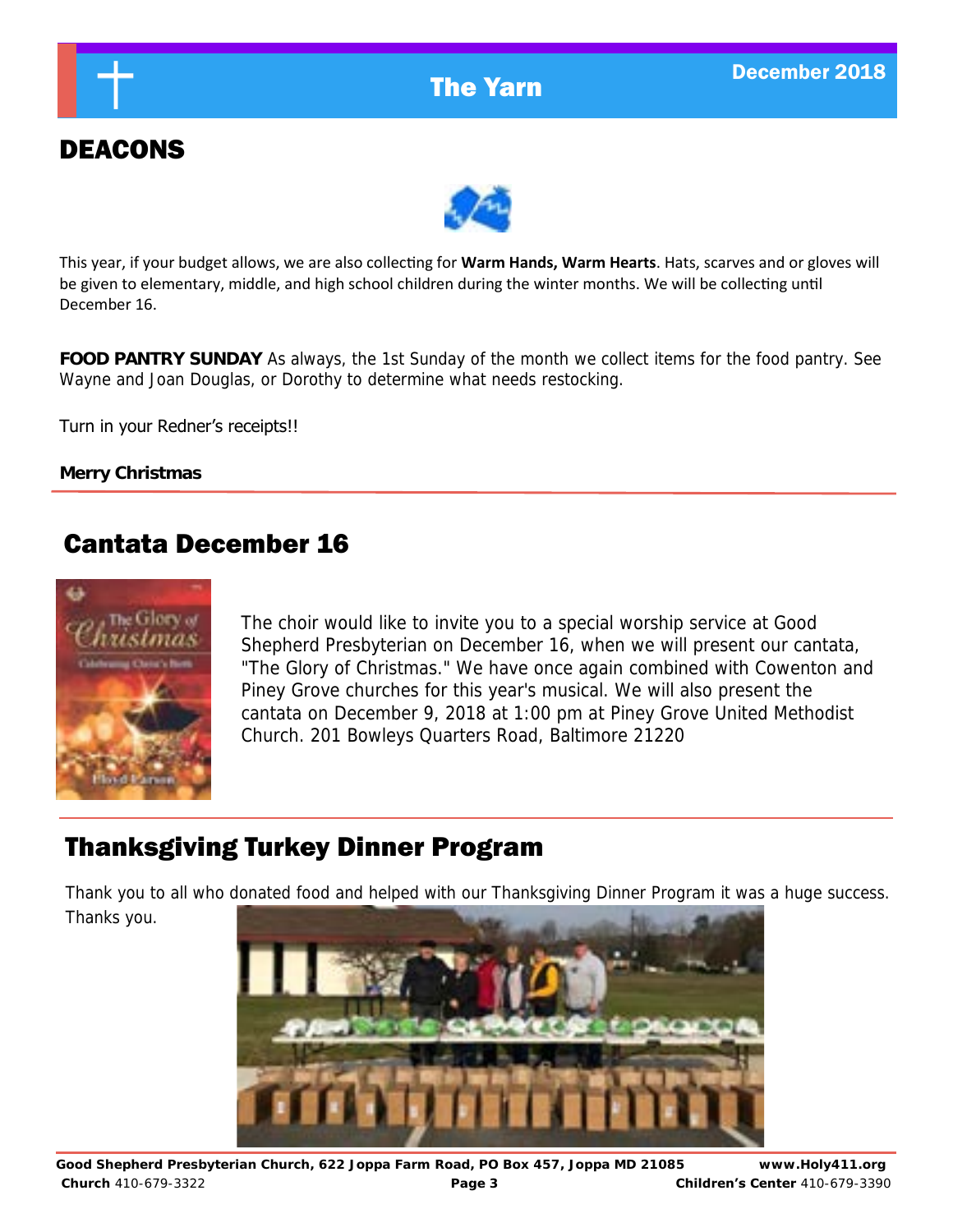## DEACONS

This year, if your budget allows, we are also collecting for **Warm Hands, Warm Hearts**. Hats, scarves and or gloves will be given to elementary, middle, and high school children during the winter months. We will be collecting until December 16.

**FOOD PANTRY SUNDAY** As always, the 1st Sunday of the month we collect items for the food pantry. See Wayne and Joan Douglas, or Dorothy to determine what needs restocking.

Turn in your Redner's receipts!!

**Merry Christmas**

## Cantata December 16

The choir would like to invite you to a special worship service at Good Shepherd Presbyterian on December 16, when we will present our cantata, "The Glory of Christmas." We have once again combined with Cowenton and Piney Grove churches for this year's musical. We will also present the cantata on December 9, 2018 at 1:00 pm at Piney Grove United Methodist Church. 201 Bowleys Quarters Road, Baltimore 21220

## Thanksgiving Turkey Dinner Program

Thank you to all who donated food and helped with our Thanksgiving Dinner Program it was a huge success. Thanks you.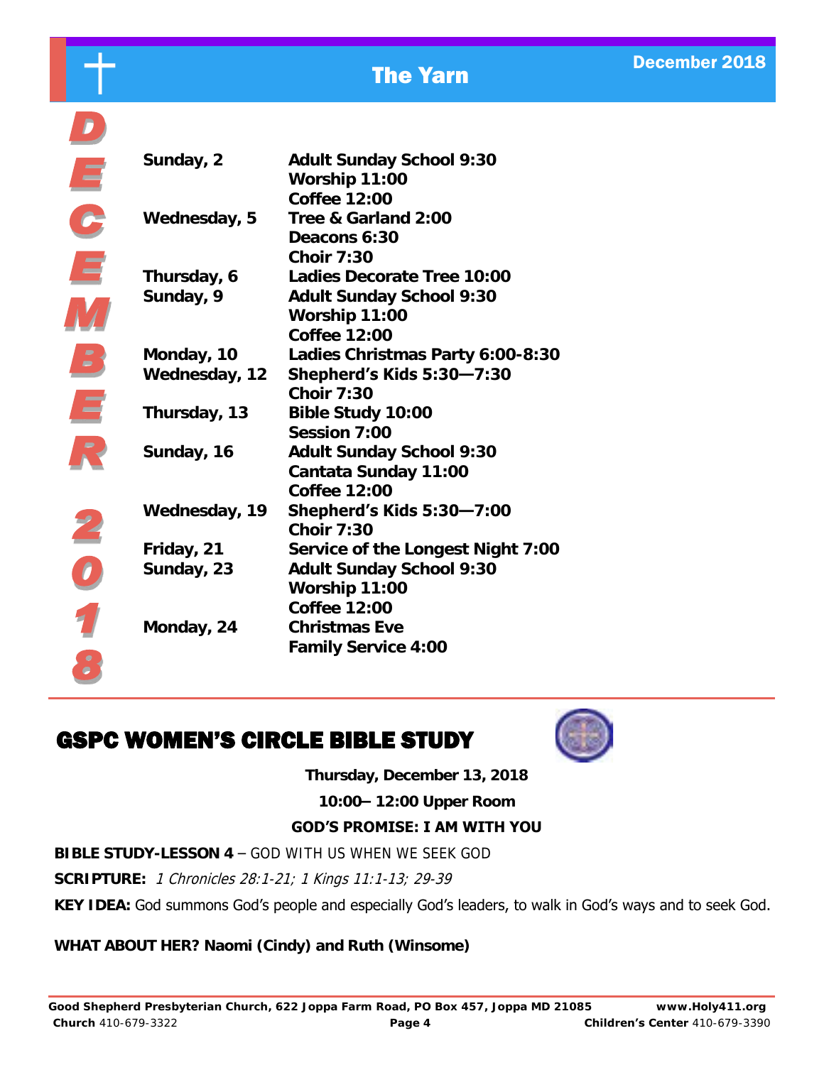# DECEMBER 2018

| | |
|---|---|
| **Sunday, 2** | **Adult Sunday School 9:30**<br>**Worship 11:00**<br>**Coffee 12:00** |
| **Wednesday, 5** | **Tree & Garland 2:00**<br>**Deacons 6:30**<br>**Choir 7:30** |
| **Thursday, 6** | **Ladies Decorate Tree 10:00** |
| **Sunday, 9** | **Adult Sunday School 9:30**<br>**Worship 11:00**<br>**Coffee 12:00** |
| **Monday, 10** | **Ladies Christmas Party 6:00-8:30** |
| **Wednesday, 12** | **Shepherd's Kids 5:30—7:30**<br>**Choir 7:30** |
| **Thursday, 13** | **Bible Study 10:00**<br>**Session 7:00** |
| **Sunday, 16** | **Adult Sunday School 9:30**<br>**Cantata Sunday 11:00**<br>**Coffee 12:00** |
| **Wednesday, 19** | **Shepherd's Kids 5:30—7:00**<br>**Choir 7:30** |
| **Friday, 21** | **Service of the Longest Night 7:00** |
| **Sunday, 23** | **Adult Sunday School 9:30**<br>**Worship 11:00**<br>**Coffee 12:00** |
| **Monday, 24** | **Christmas Eve**<br>**Family Service 4:00** |

## GSPC WOMEN'S CIRCLE BIBLE STUDY

**Thursday, December 13, 2018**

**10:00– 12:00 Upper Room**

**GOD'S PROMISE: I AM WITH YOU**

**BIBLE STUDY-LESSON 4** – GOD WITH US WHEN WE SEEK GOD

**SCRIPTURE:** *1 Chronicles 28:1-21; 1 Kings 11:1-13; 29-39*

**KEY IDEA:** God summons God's people and especially God's leaders, to walk in God's ways and to seek God.

**WHAT ABOUT HER? Naomi (Cindy) and Ruth (Winsome)**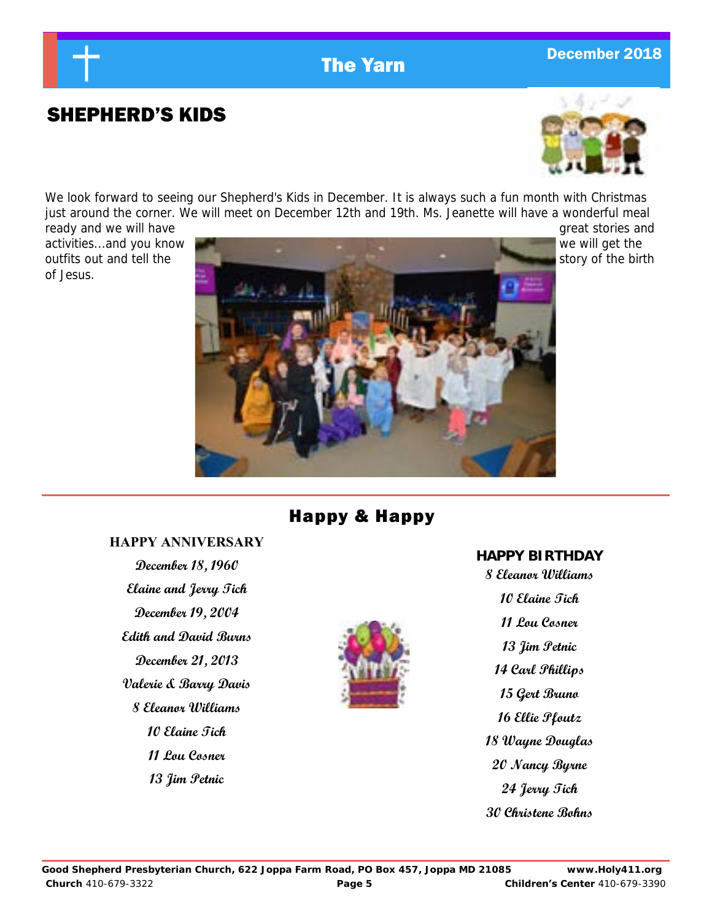## SHEPHERD'S KIDS

We look forward to seeing our Shepherd's Kids in December. It is always such a fun month with Christmas just around the corner. We will meet on December 12th and 19th. Ms. Jeanette will have a wonderful meal ready and we will have great stories and activities...and you know we will get the outfits out and tell the story of the birth of Jesus.

## Happy & Happy

**HAPPY ANNIVERSARY**

*December 18, 1960*
*Elaine and Jerry Tich*

*December 19, 2004*
*Edith and David Burns*

*December 21, 2013*
*Valerie & Barry Davis*

*8 Eleanor Williams*
*10 Elaine Tich*
*11 Lou Cosner*
*13 Jim Petnic*

**HAPPY BIRTHDAY**

*8 Eleanor Williams*
*10 Elaine Tich*
*11 Lou Cosner*
*13 Jim Petnic*
*14 Carl Phillips*
*15 Gert Bruno*
*16 Ellie Pfoutz*
*18 Wayne Douglas*
*20 Nancy Byrne*
*24 Jerry Tich*
*30 Christene Bohns*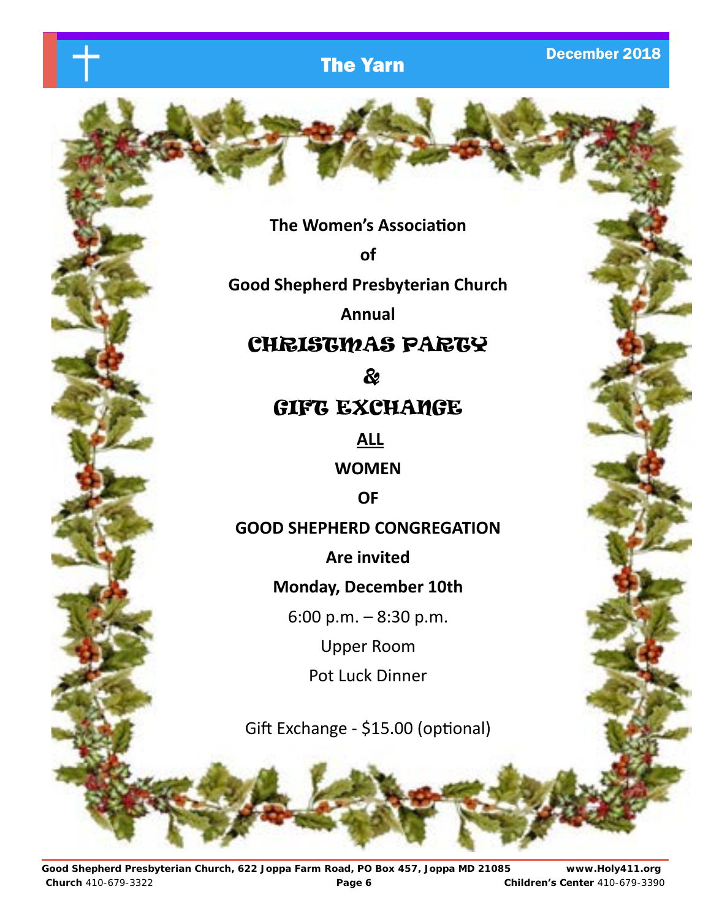**The Women's Association**

**of**

**Good Shepherd Presbyterian Church**

**Annual**

# CHRISTMAS PARTY

# &

# GIFT EXCHANGE

**ALL**

**WOMEN**

**OF**

**GOOD SHEPHERD CONGREGATION**

**Are invited**

**Monday, December 10th**

6:00 p.m. – 8:30 p.m.

Upper Room

Pot Luck Dinner

Gift Exchange - $15.00 (optional)